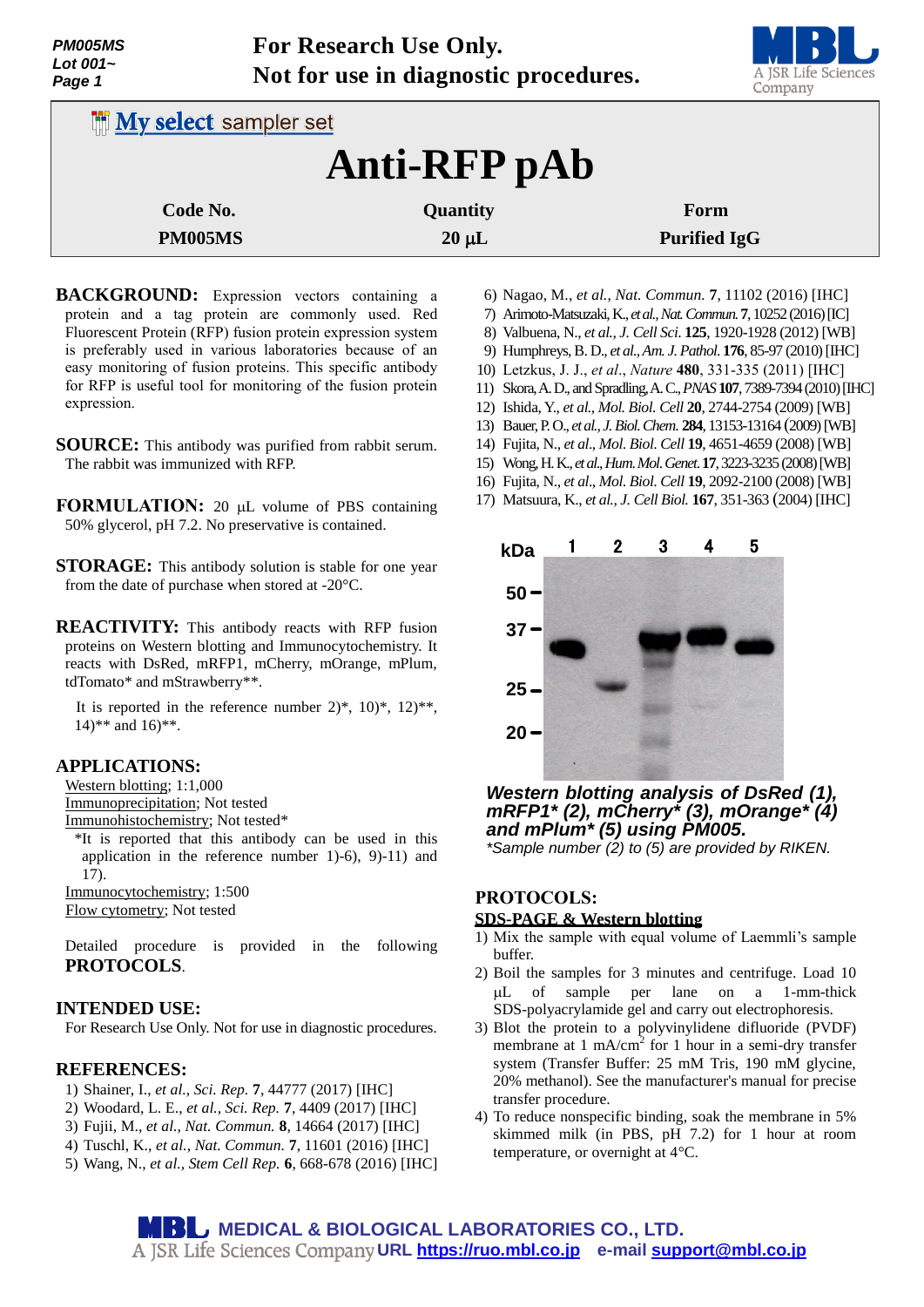For Research Use Only.
Not for use in diagnostic procedures.

My select sampler set

# Anti-RFP pAb

| Code No. | Quantity | Form |
|---|---|---|
| PM005MS | 20 μL | Purified IgG |

**BACKGROUND:** Expression vectors containing a protein and a tag protein are commonly used. Red Fluorescent Protein (RFP) fusion protein expression system is preferably used in various laboratories because of an easy monitoring of fusion proteins. This specific antibody for RFP is useful tool for monitoring of the fusion protein expression.

**SOURCE:** This antibody was purified from rabbit serum. The rabbit was immunized with RFP.

**FORMULATION:** 20 μL volume of PBS containing 50% glycerol, pH 7.2. No preservative is contained.

**STORAGE:** This antibody solution is stable for one year from the date of purchase when stored at -20°C.

**REACTIVITY:** This antibody reacts with RFP fusion proteins on Western blotting and Immunocytochemistry. It reacts with DsRed, mRFP1, mCherry, mOrange, mPlum, tdTomato* and mStrawberry**.

It is reported in the reference number 2)*, 10)*, 12)**, 14)** and 16)**.

## APPLICATIONS:

Western blotting; 1:1,000
Immunoprecipitation; Not tested
Immunohistochemistry; Not tested*

*It is reported that this antibody can be used in this application in the reference number 1)-6), 9)-11) and 17).

Immunocytochemistry; 1:500
Flow cytometry; Not tested

Detailed procedure is provided in the following **PROTOCOLS**.

## INTENDED USE:

For Research Use Only. Not for use in diagnostic procedures.

## REFERENCES:

1) Shainer, I., *et al., Sci. Rep.* **7**, 44777 (2017) [IHC]
2) Woodard, L. E., *et al., Sci. Rep.* **7**, 4409 (2017) [IHC]
3) Fujii, M., *et al., Nat. Commun.* **8**, 14664 (2017) [IHC]
4) Tuschl, K., *et al., Nat. Commun.* **7**, 11601 (2016) [IHC]
5) Wang, N., *et al., Stem Cell Rep.* **6**, 668-678 (2016) [IHC]
6) Nagao, M., *et al., Nat. Commun.* **7**, 11102 (2016) [IHC]
7) Arimoto-Matsuzaki, K., *et al., Nat. Commun.* **7**, 10252 (2016) [IC]
8) Valbuena, N., *et al., J. Cell Sci.* **125**, 1920-1928 (2012) [WB]
9) Humphreys, B. D., *et al., Am. J. Pathol.* **176**, 85-97 (2010) [IHC]
10) Letzkus, J. J., *et al., Nature* **480**, 331-335 (2011) [IHC]
11) Skora, A. D., and Spradling, A. C., *PNAS* **107**, 7389-7394 (2010) [IHC]
12) Ishida, Y., *et al., Mol. Biol. Cell* **20**, 2744-2754 (2009) [WB]
13) Bauer, P. O., *et al., J. Biol. Chem.* **284**, 13153-13164 (2009) [WB]
14) Fujita, N., *et al., Mol. Biol. Cell* **19**, 4651-4659 (2008) [WB]
15) Wong, H. K., *et al., Hum. Mol. Genet.* **17**, 3223-3235 (2008) [WB]
16) Fujita, N., *et al., Mol. Biol. Cell* **19**, 2092-2100 (2008) [WB]
17) Matsuura, K., *et al., J. Cell Biol.* **167**, 351-363 (2004) [IHC]

***Western blotting analysis of DsRed (1), mRFP1* (2), mCherry* (3), mOrange* (4) and mPlum* (5) using PM005.***
**Sample number (2) to (5) are provided by RIKEN.*

## PROTOCOLS:

### SDS-PAGE & Western blotting

1) Mix the sample with equal volume of Laemmli's sample buffer.
2) Boil the samples for 3 minutes and centrifuge. Load 10 μL of sample per lane on a 1-mm-thick SDS-polyacrylamide gel and carry out electrophoresis.
3) Blot the protein to a polyvinylidene difluoride (PVDF) membrane at 1 mA/cm$^2$ for 1 hour in a semi-dry transfer system (Transfer Buffer: 25 mM Tris, 190 mM glycine, 20% methanol). See the manufacturer's manual for precise transfer procedure.
4) To reduce nonspecific binding, soak the membrane in 5% skimmed milk (in PBS, pH 7.2) for 1 hour at room temperature, or overnight at 4°C.

MEDICAL & BIOLOGICAL LABORATORIES CO., LTD.
A JSR Life Sciences Company URL https://ruo.mbl.co.jp e-mail support@mbl.co.jp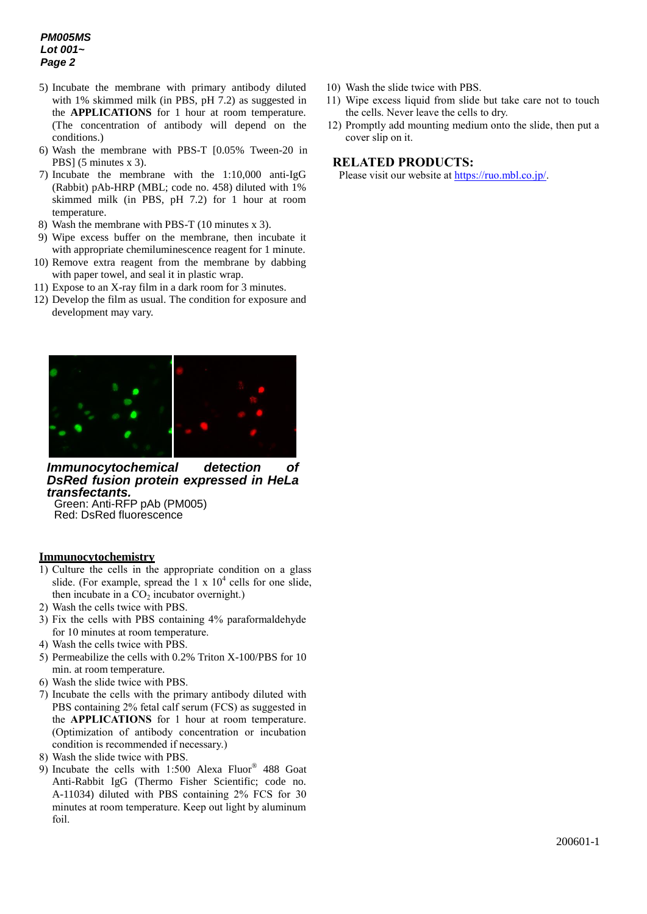5) Incubate the membrane with primary antibody diluted with 1% skimmed milk (in PBS, pH 7.2) as suggested in the **APPLICATIONS** for 1 hour at room temperature. (The concentration of antibody will depend on the conditions.)
6) Wash the membrane with PBS-T [0.05% Tween-20 in PBS] (5 minutes x 3).
7) Incubate the membrane with the 1:10,000 anti-IgG (Rabbit) pAb-HRP (MBL; code no. 458) diluted with 1% skimmed milk (in PBS, pH 7.2) for 1 hour at room temperature.
8) Wash the membrane with PBS-T (10 minutes x 3).
9) Wipe excess buffer on the membrane, then incubate it with appropriate chemiluminescence reagent for 1 minute.
10) Remove extra reagent from the membrane by dabbing with paper towel, and seal it in plastic wrap.
11) Expose to an X-ray film in a dark room for 3 minutes.
12) Develop the film as usual. The condition for exposure and development may vary.

***Immunocytochemical detection of DsRed fusion protein expressed in HeLa transfectants.***
Green: Anti-RFP pAb (PM005)
Red: DsRed fluorescence

**Immunocytochemistry**

1) Culture the cells in the appropriate condition on a glass slide. (For example, spread the 1 x $10^4$ cells for one slide, then incubate in a $CO_2$ incubator overnight.)
2) Wash the cells twice with PBS.
3) Fix the cells with PBS containing 4% paraformaldehyde for 10 minutes at room temperature.
4) Wash the cells twice with PBS.
5) Permeabilize the cells with 0.2% Triton X-100/PBS for 10 min. at room temperature.
6) Wash the slide twice with PBS.
7) Incubate the cells with the primary antibody diluted with PBS containing 2% fetal calf serum (FCS) as suggested in the **APPLICATIONS** for 1 hour at room temperature. (Optimization of antibody concentration or incubation condition is recommended if necessary.)
8) Wash the slide twice with PBS.
9) Incubate the cells with 1:500 Alexa Fluor® 488 Goat Anti-Rabbit IgG (Thermo Fisher Scientific; code no. A-11034) diluted with PBS containing 2% FCS for 30 minutes at room temperature. Keep out light by aluminum foil.
10) Wash the slide twice with PBS.
11) Wipe excess liquid from slide but take care not to touch the cells. Never leave the cells to dry.
12) Promptly add mounting medium onto the slide, then put a cover slip on it.

## RELATED PRODUCTS:

Please visit our website at https://ruo.mbl.co.jp/.

200601-1